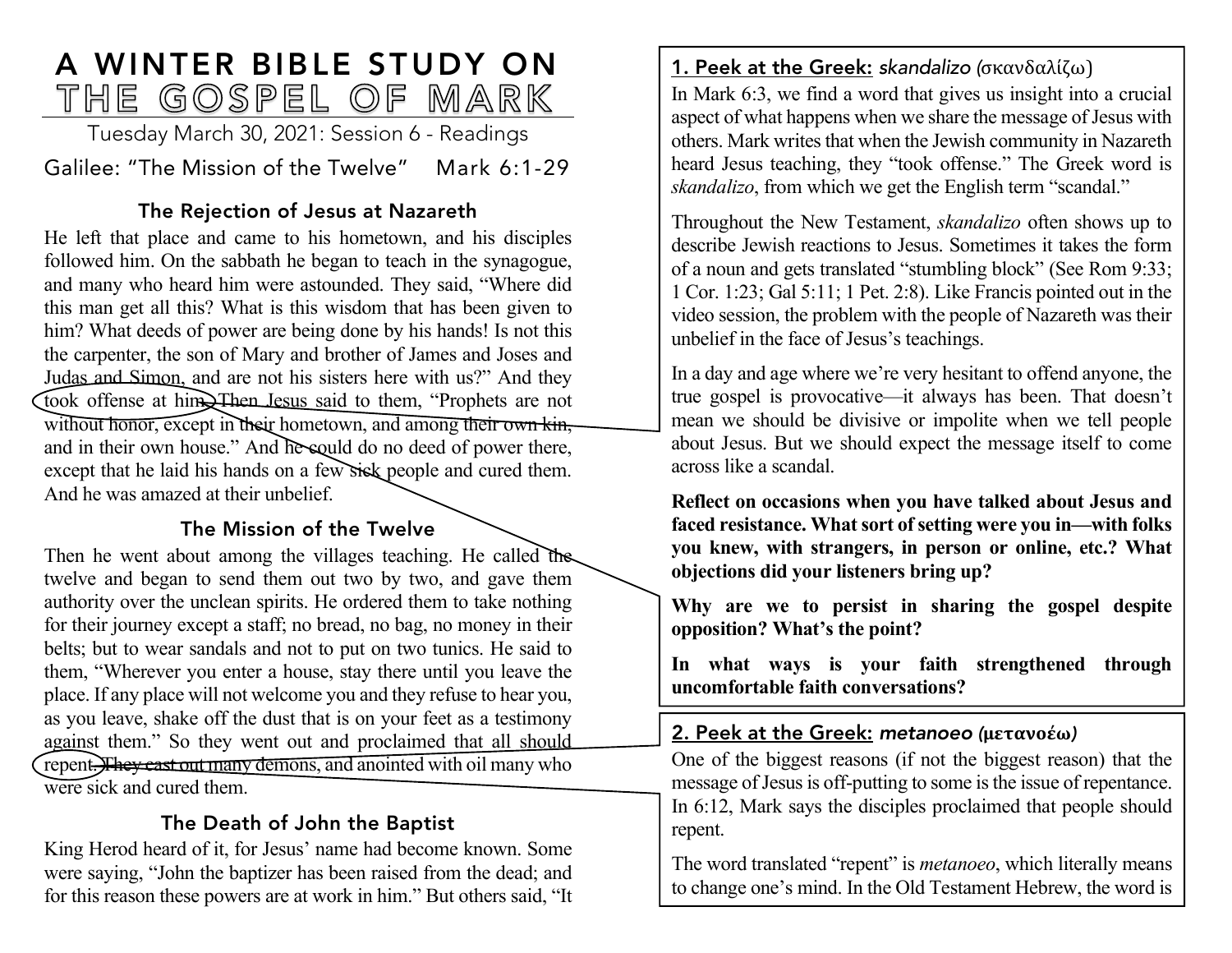# A WINTER BIBLE STUDY ON THE GOSPEL OF MARK

Tuesday March 30, 2021: Session 6 - Readings

Galilee: "The Mission of the Twelve"    Mark 6:1-29

### The Rejection of Jesus at Nazareth

He left that place and came to his hometown, and his disciples followed him. On the sabbath he began to teach in the synagogue, and many who heard him were astounded. They said, "Where did this man get all this? What is this wisdom that has been given to him? What deeds of power are being done by his hands! Is not this the carpenter, the son of Mary and brother of James and Joses and Judas and Simon, and are not his sisters here with us?" And they took offense at him. Then Jesus said to them, "Prophets are not without honor, except in their hometown, and among their own kin, and in their own house." And he could do no deed of power there, except that he laid his hands on a few sick people and cured them. And he was amazed at their unbelief.

### The Mission of the Twelve

Then he went about among the villages teaching. He called the twelve and began to send them out two by two, and gave them authority over the unclean spirits. He ordered them to take nothing for their journey except a staff; no bread, no bag, no money in their belts; but to wear sandals and not to put on two tunics. He said to them, "Wherever you enter a house, stay there until you leave the place. If any place will not welcome you and they refuse to hear you, as you leave, shake off the dust that is on your feet as a testimony against them." So they went out and proclaimed that all should repent. They cast out many demons, and anointed with oil many who were sick and cured them.

### The Death of John the Baptist

King Herod heard of it, for Jesus' name had become known. Some were saying, "John the baptizer has been raised from the dead; and for this reason these powers are at work in him." But others said, "It

## 1. Peek at the Greek: *skandalizo* (σκανδαλίζω)

In Mark 6:3, we find a word that gives us insight into a crucial aspect of what happens when we share the message of Jesus with others. Mark writes that when the Jewish community in Nazareth heard Jesus teaching, they "took offense." The Greek word is *skandalizo*, from which we get the English term "scandal."

Throughout the New Testament, *skandalizo* often shows up to describe Jewish reactions to Jesus. Sometimes it takes the form of a noun and gets translated "stumbling block" (See Rom 9:33; 1 Cor. 1:23; Gal 5:11; 1 Pet. 2:8). Like Francis pointed out in the video session, the problem with the people of Nazareth was their unbelief in the face of Jesus's teachings.

In a day and age where we're very hesitant to offend anyone, the true gospel is provocative—it always has been. That doesn't mean we should be divisive or impolite when we tell people about Jesus. But we should expect the message itself to come across like a scandal.

**Reflect on occasions when you have talked about Jesus and faced resistance. What sort of setting were you in—with folks you knew, with strangers, in person or online, etc.? What objections did your listeners bring up?**

**Why are we to persist in sharing the gospel despite opposition? What's the point?**

**In what ways is your faith strengthened through uncomfortable faith conversations?**

## 2. Peek at the Greek: *metanoeo* (μετανοέω)

One of the biggest reasons (if not the biggest reason) that the message of Jesus is off-putting to some is the issue of repentance. In 6:12, Mark says the disciples proclaimed that people should repent.

The word translated "repent" is *metanoeo*, which literally means to change one's mind. In the Old Testament Hebrew, the word is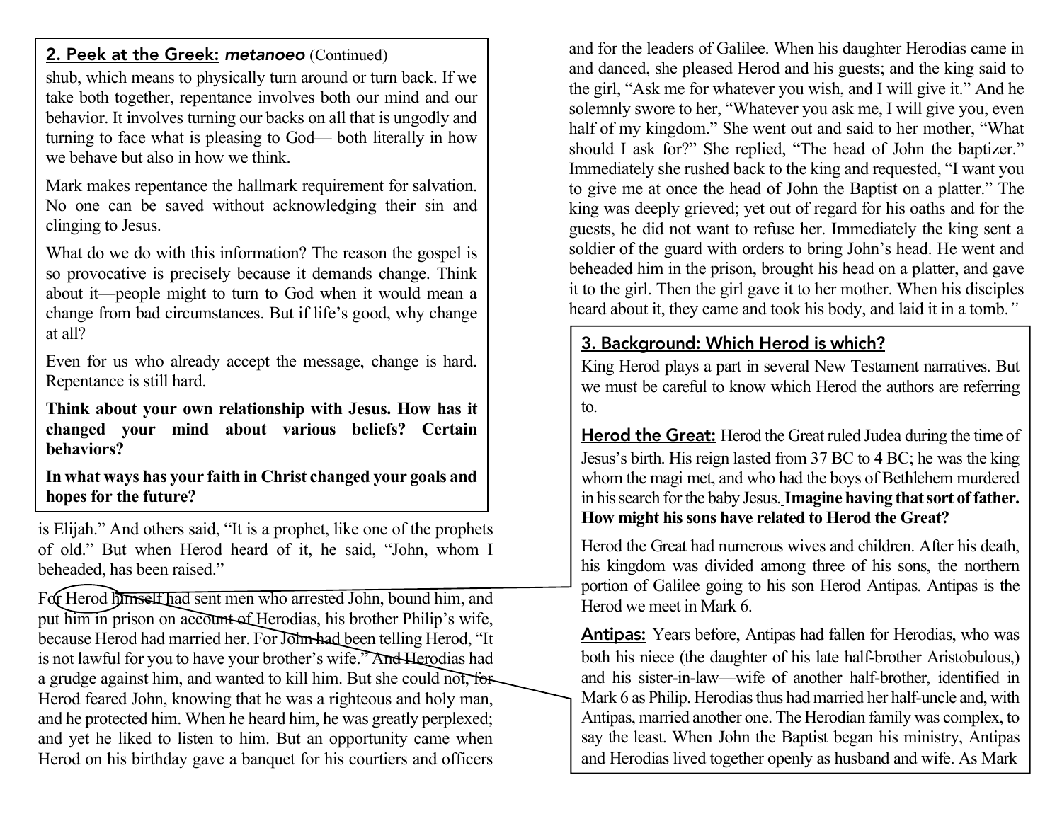## 2. Peek at the Greek: *metanoeo* (Continued)

shub, which means to physically turn around or turn back. If we take both together, repentance involves both our mind and our behavior. It involves turning our backs on all that is ungodly and turning to face what is pleasing to God— both literally in how we behave but also in how we think.

Mark makes repentance the hallmark requirement for salvation. No one can be saved without acknowledging their sin and clinging to Jesus.

What do we do with this information? The reason the gospel is so provocative is precisely because it demands change. Think about it—people might to turn to God when it would mean a change from bad circumstances. But if life's good, why change at all?

Even for us who already accept the message, change is hard. Repentance is still hard.

**Think about your own relationship with Jesus. How has it changed your mind about various beliefs? Certain behaviors?**

**In what ways has your faith in Christ changed your goals and hopes for the future?**

is Elijah." And others said, "It is a prophet, like one of the prophets of old." But when Herod heard of it, he said, "John, whom I beheaded, has been raised."

For Herod himself had sent men who arrested John, bound him, and put him in prison on account of Herodias, his brother Philip's wife, because Herod had married her. For John had been telling Herod, "It is not lawful for you to have your brother's wife." And Herodias had a grudge against him, and wanted to kill him. But she could not, for Herod feared John, knowing that he was a righteous and holy man, and he protected him. When he heard him, he was greatly perplexed; and yet he liked to listen to him. But an opportunity came when Herod on his birthday gave a banquet for his courtiers and officers and for the leaders of Galilee. When his daughter Herodias came in and danced, she pleased Herod and his guests; and the king said to the girl, "Ask me for whatever you wish, and I will give it." And he solemnly swore to her, "Whatever you ask me, I will give you, even half of my kingdom." She went out and said to her mother, "What should I ask for?" She replied, "The head of John the baptizer." Immediately she rushed back to the king and requested, "I want you to give me at once the head of John the Baptist on a platter." The king was deeply grieved; yet out of regard for his oaths and for the guests, he did not want to refuse her. Immediately the king sent a soldier of the guard with orders to bring John's head. He went and beheaded him in the prison, brought his head on a platter, and gave it to the girl. Then the girl gave it to her mother. When his disciples heard about it, they came and took his body, and laid it in a tomb.*"*

## 3. Background: Which Herod is which?

King Herod plays a part in several New Testament narratives. But we must be careful to know which Herod the authors are referring to.

**Herod the Great:** Herod the Great ruled Judea during the time of Jesus's birth. His reign lasted from 37 BC to 4 BC; he was the king whom the magi met, and who had the boys of Bethlehem murdered in his search for the baby Jesus. **Imagine having that sort of father. How might his sons have related to Herod the Great?**

Herod the Great had numerous wives and children. After his death, his kingdom was divided among three of his sons, the northern portion of Galilee going to his son Herod Antipas. Antipas is the Herod we meet in Mark 6.

**Antipas:** Years before, Antipas had fallen for Herodias, who was both his niece (the daughter of his late half-brother Aristobulous,) and his sister-in-law—wife of another half-brother, identified in Mark 6 as Philip. Herodias thus had married her half-uncle and, with Antipas, married another one. The Herodian family was complex, to say the least. When John the Baptist began his ministry, Antipas and Herodias lived together openly as husband and wife. As Mark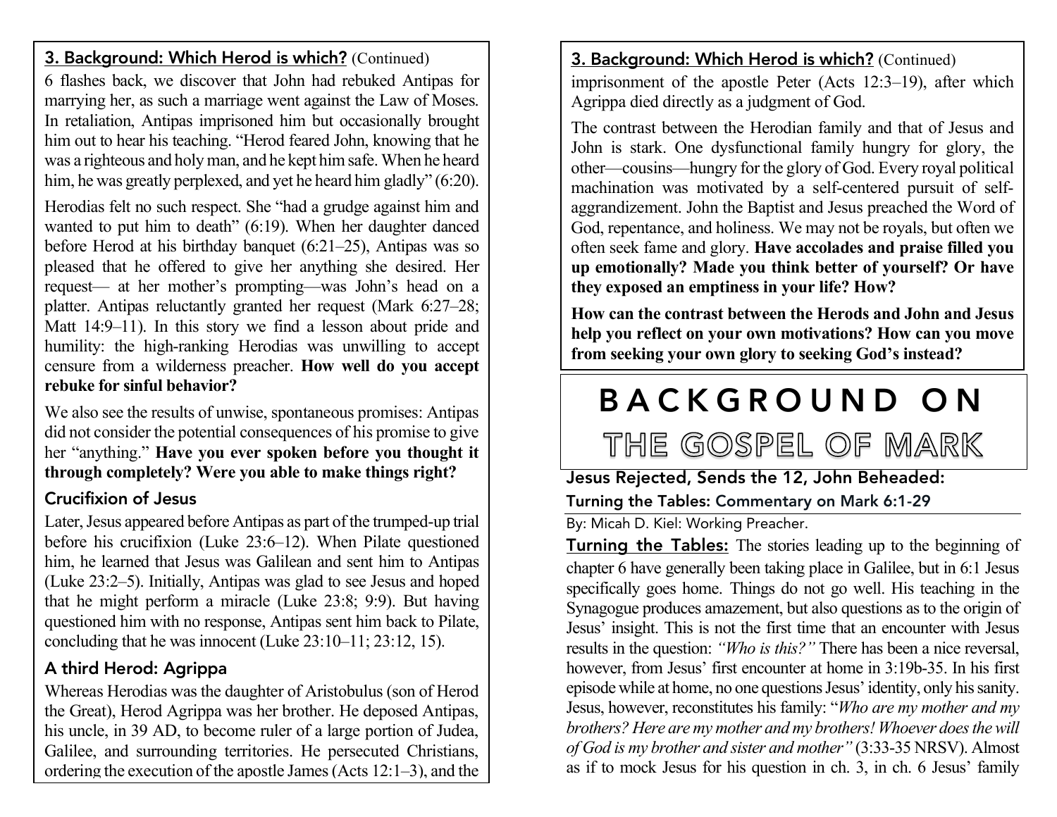## 3. Background: Which Herod is which? (Continued)

6 flashes back, we discover that John had rebuked Antipas for marrying her, as such a marriage went against the Law of Moses. In retaliation, Antipas imprisoned him but occasionally brought him out to hear his teaching. "Herod feared John, knowing that he was a righteous and holy man, and he kept him safe. When he heard him, he was greatly perplexed, and yet he heard him gladly" (6:20).

Herodias felt no such respect. She "had a grudge against him and wanted to put him to death" (6:19). When her daughter danced before Herod at his birthday banquet (6:21–25), Antipas was so pleased that he offered to give her anything she desired. Her request— at her mother's prompting—was John's head on a platter. Antipas reluctantly granted her request (Mark 6:27–28; Matt 14:9–11). In this story we find a lesson about pride and humility: the high-ranking Herodias was unwilling to accept censure from a wilderness preacher. **How well do you accept rebuke for sinful behavior?**

We also see the results of unwise, spontaneous promises: Antipas did not consider the potential consequences of his promise to give her "anything." **Have you ever spoken before you thought it through completely? Were you able to make things right?**

### Crucifixion of Jesus

Later, Jesus appeared before Antipas as part of the trumped-up trial before his crucifixion (Luke 23:6–12). When Pilate questioned him, he learned that Jesus was Galilean and sent him to Antipas (Luke 23:2–5). Initially, Antipas was glad to see Jesus and hoped that he might perform a miracle (Luke 23:8; 9:9). But having questioned him with no response, Antipas sent him back to Pilate, concluding that he was innocent (Luke 23:10–11; 23:12, 15).

### A third Herod: Agrippa

Whereas Herodias was the daughter of Aristobulus (son of Herod the Great), Herod Agrippa was her brother. He deposed Antipas, his uncle, in 39 AD, to become ruler of a large portion of Judea, Galilee, and surrounding territories. He persecuted Christians, ordering the execution of the apostle James (Acts 12:1–3), and the imprisonment of the apostle Peter (Acts 12:3–19), after which Agrippa died directly as a judgment of God.

The contrast between the Herodian family and that of Jesus and John is stark. One dysfunctional family hungry for glory, the other—cousins—hungry for the glory of God. Every royal political machination was motivated by a self-centered pursuit of self-aggrandizement. John the Baptist and Jesus preached the Word of God, repentance, and holiness. We may not be royals, but often we often seek fame and glory. **Have accolades and praise filled you up emotionally? Made you think better of yourself? Or have they exposed an emptiness in your life? How?**

**How can the contrast between the Herods and John and Jesus help you reflect on your own motivations? How can you move from seeking your own glory to seeking God's instead?**

# BACKGROUND ON THE GOSPEL OF MARK

### Jesus Rejected, Sends the 12, John Beheaded:

#### Turning the Tables: Commentary on Mark 6:1-29

By: Micah D. Kiel: Working Preacher.

**Turning the Tables:** The stories leading up to the beginning of chapter 6 have generally been taking place in Galilee, but in 6:1 Jesus specifically goes home. Things do not go well. His teaching in the Synagogue produces amazement, but also questions as to the origin of Jesus' insight. This is not the first time that an encounter with Jesus results in the question: *"Who is this?"* There has been a nice reversal, however, from Jesus' first encounter at home in 3:19b-35. In his first episode while at home, no one questions Jesus' identity, only his sanity. Jesus, however, reconstitutes his family: "*Who are my mother and my brothers? Here are my mother and my brothers! Whoever does the will of God is my brother and sister and mother"* (3:33-35 NRSV). Almost as if to mock Jesus for his question in ch. 3, in ch. 6 Jesus' family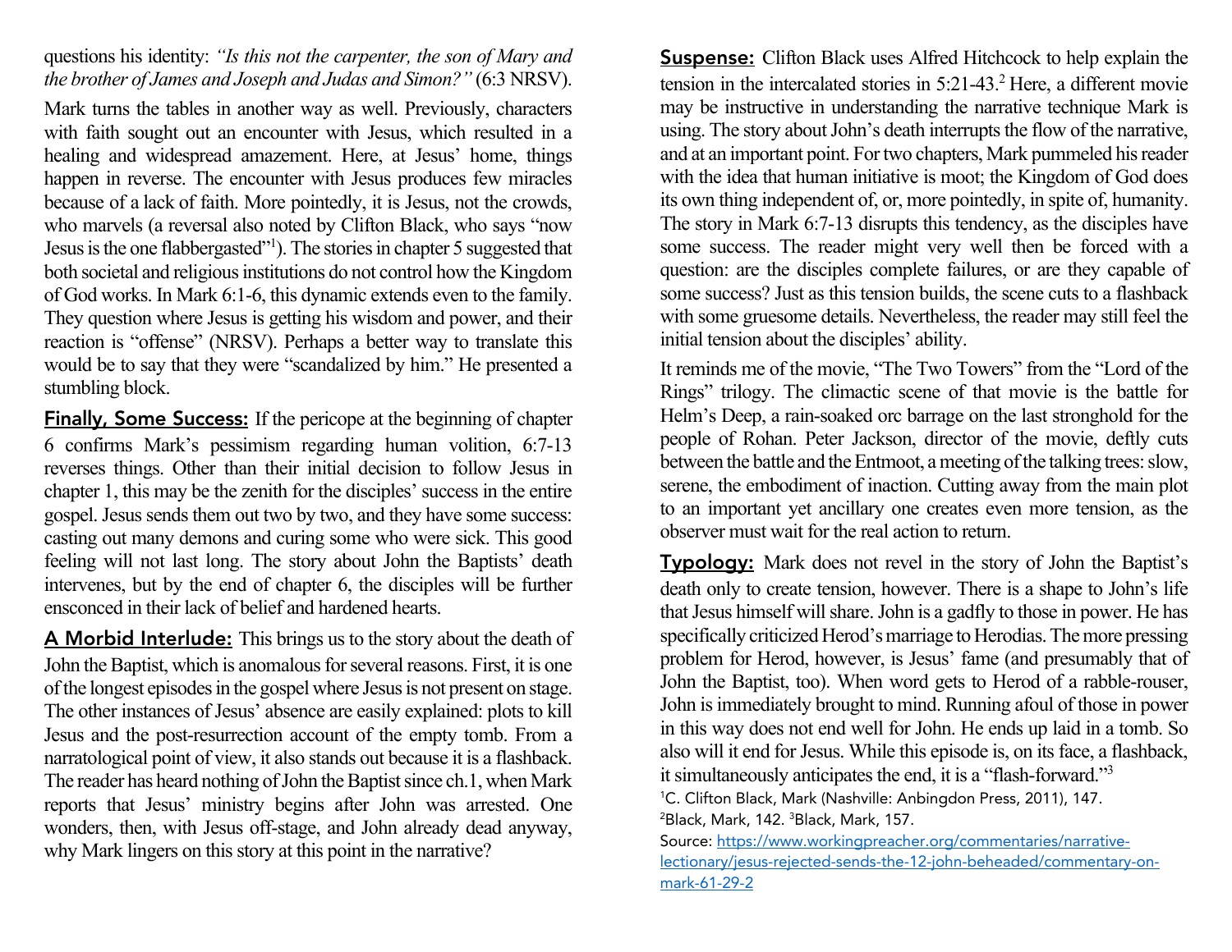questions his identity: *"Is this not the carpenter, the son of Mary and the brother of James and Joseph and Judas and Simon?"* (6:3 NRSV).

Mark turns the tables in another way as well. Previously, characters with faith sought out an encounter with Jesus, which resulted in a healing and widespread amazement. Here, at Jesus' home, things happen in reverse. The encounter with Jesus produces few miracles because of a lack of faith. More pointedly, it is Jesus, not the crowds, who marvels (a reversal also noted by Clifton Black, who says "now Jesus is the one flabbergasted"[1]). The stories in chapter 5 suggested that both societal and religious institutions do not control how the Kingdom of God works. In Mark 6:1-6, this dynamic extends even to the family. They question where Jesus is getting his wisdom and power, and their reaction is "offense" (NRSV). Perhaps a better way to translate this would be to say that they were "scandalized by him." He presented a stumbling block.

**Finally, Some Success:** If the pericope at the beginning of chapter 6 confirms Mark's pessimism regarding human volition, 6:7-13 reverses things. Other than their initial decision to follow Jesus in chapter 1, this may be the zenith for the disciples' success in the entire gospel. Jesus sends them out two by two, and they have some success: casting out many demons and curing some who were sick. This good feeling will not last long. The story about John the Baptists' death intervenes, but by the end of chapter 6, the disciples will be further ensconced in their lack of belief and hardened hearts.

**A Morbid Interlude:** This brings us to the story about the death of John the Baptist, which is anomalous for several reasons. First, it is one of the longest episodes in the gospel where Jesus is not present on stage. The other instances of Jesus' absence are easily explained: plots to kill Jesus and the post-resurrection account of the empty tomb. From a narratological point of view, it also stands out because it is a flashback. The reader has heard nothing of John the Baptist since ch.1, when Mark reports that Jesus' ministry begins after John was arrested. One wonders, then, with Jesus off-stage, and John already dead anyway, why Mark lingers on this story at this point in the narrative?

**Suspense:** Clifton Black uses Alfred Hitchcock to help explain the tension in the intercalated stories in 5:21-43.[2] Here, a different movie may be instructive in understanding the narrative technique Mark is using. The story about John's death interrupts the flow of the narrative, and at an important point. For two chapters, Mark pummeled his reader with the idea that human initiative is moot; the Kingdom of God does its own thing independent of, or, more pointedly, in spite of, humanity. The story in Mark 6:7-13 disrupts this tendency, as the disciples have some success. The reader might very well then be forced with a question: are the disciples complete failures, or are they capable of some success? Just as this tension builds, the scene cuts to a flashback with some gruesome details. Nevertheless, the reader may still feel the initial tension about the disciples' ability.

It reminds me of the movie, "The Two Towers" from the "Lord of the Rings" trilogy. The climactic scene of that movie is the battle for Helm's Deep, a rain-soaked orc barrage on the last stronghold for the people of Rohan. Peter Jackson, director of the movie, deftly cuts between the battle and the Entmoot, a meeting of the talking trees: slow, serene, the embodiment of inaction. Cutting away from the main plot to an important yet ancillary one creates even more tension, as the observer must wait for the real action to return.

**Typology:** Mark does not revel in the story of John the Baptist's death only to create tension, however. There is a shape to John's life that Jesus himself will share. John is a gadfly to those in power. He has specifically criticized Herod's marriage to Herodias. The more pressing problem for Herod, however, is Jesus' fame (and presumably that of John the Baptist, too). When word gets to Herod of a rabble-rouser, John is immediately brought to mind. Running afoul of those in power in this way does not end well for John. He ends up laid in a tomb. So also will it end for Jesus. While this episode is, on its face, a flashback, it simultaneously anticipates the end, it is a "flash-forward."[3]

[1]C. Clifton Black, Mark (Nashville: Anbingdon Press, 2011), 147.
[2]Black, Mark, 142. [3]Black, Mark, 157.

Source: https://www.workingpreacher.org/commentaries/narrative-lectionary/jesus-rejected-sends-the-12-john-beheaded/commentary-on-mark-61-29-2